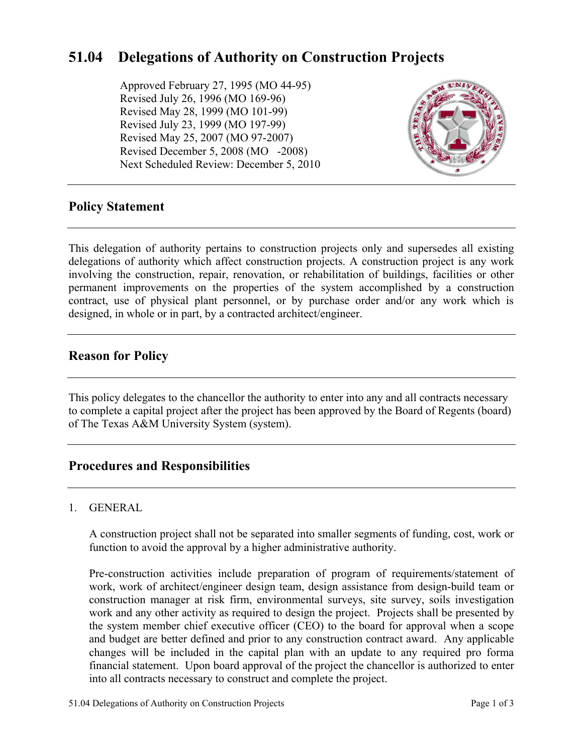# 51.04 Delegations of Authority on Construction Projects

Approved February 27, 1995 (MO 44-95)
Revised July 26, 1996 (MO 169-96)
Revised May 28, 1999 (MO 101-99)
Revised July 23, 1999 (MO 197-99)
Revised May 25, 2007 (MO 97-2007)
Revised December 5, 2008 (MO -2008)
Next Scheduled Review: December 5, 2010

## Policy Statement

This delegation of authority pertains to construction projects only and supersedes all existing delegations of authority which affect construction projects. A construction project is any work involving the construction, repair, renovation, or rehabilitation of buildings, facilities or other permanent improvements on the properties of the system accomplished by a construction contract, use of physical plant personnel, or by purchase order and/or any work which is designed, in whole or in part, by a contracted architect/engineer.

## Reason for Policy

This policy delegates to the chancellor the authority to enter into any and all contracts necessary to complete a capital project after the project has been approved by the Board of Regents (board) of The Texas A&M University System (system).

## Procedures and Responsibilities

1. GENERAL

   A construction project shall not be separated into smaller segments of funding, cost, work or function to avoid the approval by a higher administrative authority.

   Pre-construction activities include preparation of program of requirements/statement of work, work of architect/engineer design team, design assistance from design-build team or construction manager at risk firm, environmental surveys, site survey, soils investigation work and any other activity as required to design the project. Projects shall be presented by the system member chief executive officer (CEO) to the board for approval when a scope and budget are better defined and prior to any construction contract award. Any applicable changes will be included in the capital plan with an update to any required pro forma financial statement. Upon board approval of the project the chancellor is authorized to enter into all contracts necessary to construct and complete the project.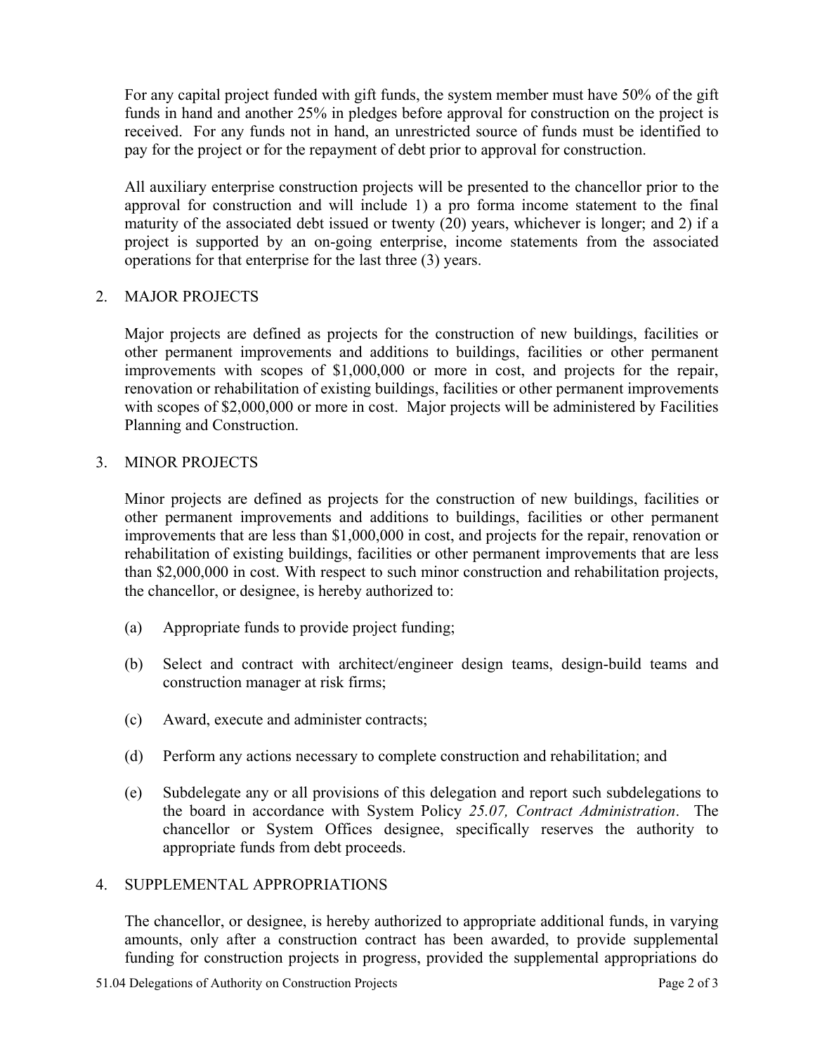For any capital project funded with gift funds, the system member must have 50% of the gift funds in hand and another 25% in pledges before approval for construction on the project is received. For any funds not in hand, an unrestricted source of funds must be identified to pay for the project or for the repayment of debt prior to approval for construction.

All auxiliary enterprise construction projects will be presented to the chancellor prior to the approval for construction and will include 1) a pro forma income statement to the final maturity of the associated debt issued or twenty (20) years, whichever is longer; and 2) if a project is supported by an on-going enterprise, income statements from the associated operations for that enterprise for the last three (3) years.

## 2. MAJOR PROJECTS

Major projects are defined as projects for the construction of new buildings, facilities or other permanent improvements and additions to buildings, facilities or other permanent improvements with scopes of $1,000,000 or more in cost, and projects for the repair, renovation or rehabilitation of existing buildings, facilities or other permanent improvements with scopes of $2,000,000 or more in cost. Major projects will be administered by Facilities Planning and Construction.

## 3. MINOR PROJECTS

Minor projects are defined as projects for the construction of new buildings, facilities or other permanent improvements and additions to buildings, facilities or other permanent improvements that are less than $1,000,000 in cost, and projects for the repair, renovation or rehabilitation of existing buildings, facilities or other permanent improvements that are less than $2,000,000 in cost. With respect to such minor construction and rehabilitation projects, the chancellor, or designee, is hereby authorized to:

(a) Appropriate funds to provide project funding;

(b) Select and contract with architect/engineer design teams, design-build teams and construction manager at risk firms;

(c) Award, execute and administer contracts;

(d) Perform any actions necessary to complete construction and rehabilitation; and

(e) Subdelegate any or all provisions of this delegation and report such subdelegations to the board in accordance with System Policy *25.07, Contract Administration*. The chancellor or System Offices designee, specifically reserves the authority to appropriate funds from debt proceeds.

## 4. SUPPLEMENTAL APPROPRIATIONS

The chancellor, or designee, is hereby authorized to appropriate additional funds, in varying amounts, only after a construction contract has been awarded, to provide supplemental funding for construction projects in progress, provided the supplemental appropriations do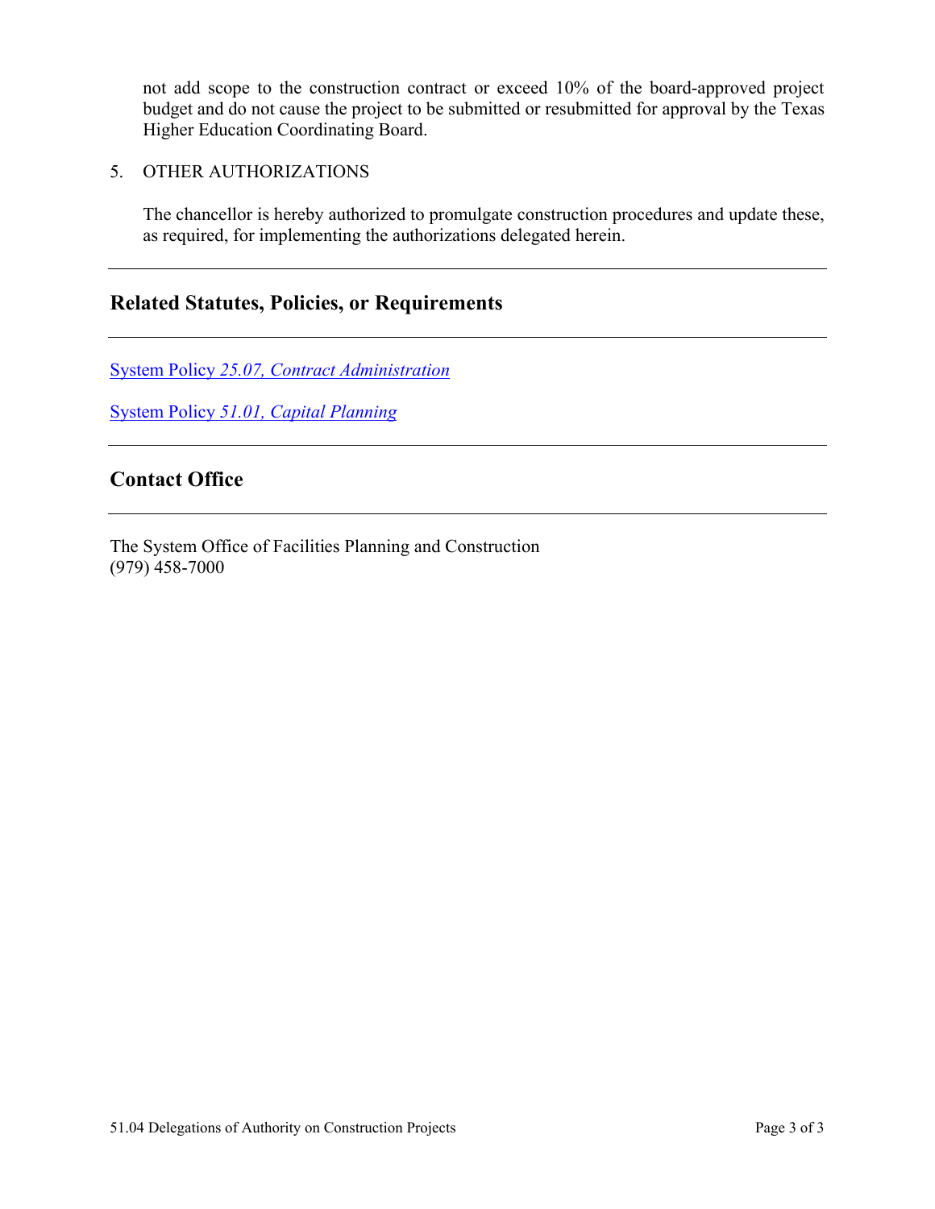not add scope to the construction contract or exceed 10% of the board-approved project budget and do not cause the project to be submitted or resubmitted for approval by the Texas Higher Education Coordinating Board.

5. OTHER AUTHORIZATIONS

   The chancellor is hereby authorized to promulgate construction procedures and update these, as required, for implementing the authorizations delegated herein.

---

## Related Statutes, Policies, or Requirements

---

System Policy *25.07, Contract Administration*

System Policy *51.01, Capital Planning*

---

## Contact Office

---

The System Office of Facilities Planning and Construction
(979) 458-7000